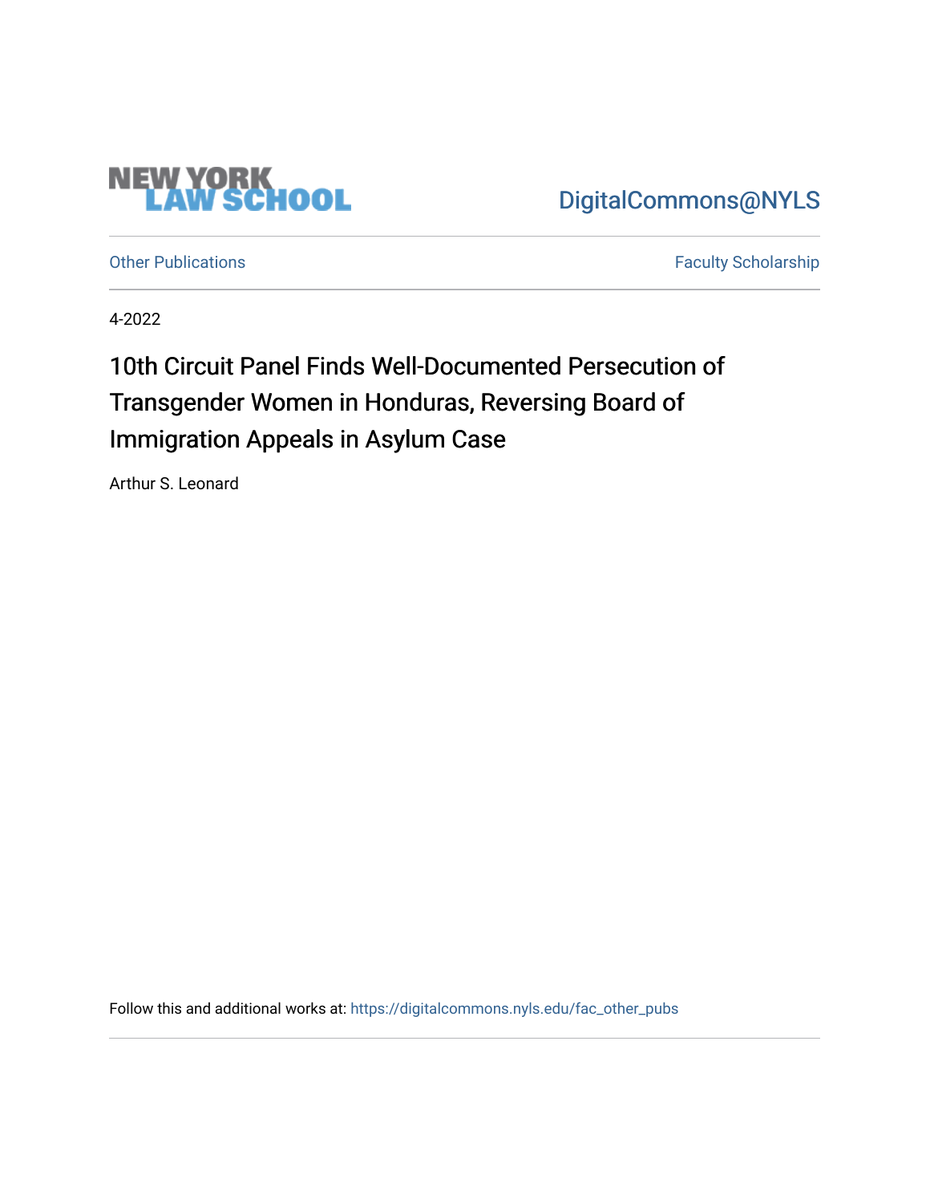NEW YORK LAW SCHOOL

DigitalCommons@NYLS

Other Publications

Faculty Scholarship

4-2022

# 10th Circuit Panel Finds Well-Documented Persecution of Transgender Women in Honduras, Reversing Board of Immigration Appeals in Asylum Case

Arthur S. Leonard

Follow this and additional works at: https://digitalcommons.nyls.edu/fac_other_pubs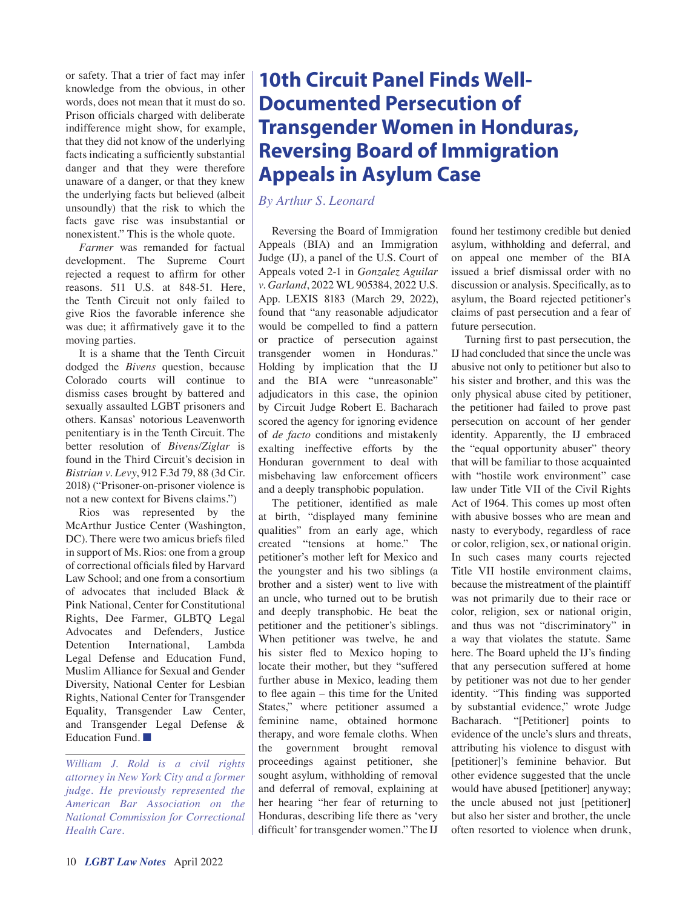or safety. That a trier of fact may infer knowledge from the obvious, in other words, does not mean that it must do so. Prison officials charged with deliberate indifference might show, for example, that they did not know of the underlying facts indicating a sufficiently substantial danger and that they were therefore unaware of a danger, or that they knew the underlying facts but believed (albeit unsoundly) that the risk to which the facts gave rise was insubstantial or nonexistent." This is the whole quote.

*Farmer* was remanded for factual development. The Supreme Court rejected a request to affirm for other reasons. 511 U.S. at 848-51. Here, the Tenth Circuit not only failed to give Rios the favorable inference she was due; it affirmatively gave it to the moving parties.

It is a shame that the Tenth Circuit dodged the *Bivens* question, because Colorado courts will continue to dismiss cases brought by battered and sexually assaulted LGBT prisoners and others. Kansas' notorious Leavenworth penitentiary is in the Tenth Circuit. The better resolution of *Bivens/Ziglar* is found in the Third Circuit's decision in *Bistrian v. Levy*, 912 F.3d 79, 88 (3d Cir. 2018) ("Prisoner-on-prisoner violence is not a new context for Bivens claims.")

Rios was represented by the McArthur Justice Center (Washington, DC). There were two amicus briefs filed in support of Ms. Rios: one from a group of correctional officials filed by Harvard Law School; and one from a consortium of advocates that included Black & Pink National, Center for Constitutional Rights, Dee Farmer, GLBTQ Legal Advocates and Defenders, Justice Detention International, Lambda Legal Defense and Education Fund, Muslim Alliance for Sexual and Gender Diversity, National Center for Lesbian Rights, National Center for Transgender Equality, Transgender Law Center, and Transgender Legal Defense & Education Fund. ■

*William J. Rold is a civil rights attorney in New York City and a former judge. He previously represented the American Bar Association on the National Commission for Correctional Health Care.*

# 10th Circuit Panel Finds Well-Documented Persecution of Transgender Women in Honduras, Reversing Board of Immigration Appeals in Asylum Case

*By Arthur S. Leonard*

Reversing the Board of Immigration Appeals (BIA) and an Immigration Judge (IJ), a panel of the U.S. Court of Appeals voted 2-1 in *Gonzalez Aguilar v. Garland*, 2022 WL 905384, 2022 U.S. App. LEXIS 8183 (March 29, 2022), found that "any reasonable adjudicator would be compelled to find a pattern or practice of persecution against transgender women in Honduras." Holding by implication that the IJ and the BIA were "unreasonable" adjudicators in this case, the opinion by Circuit Judge Robert E. Bacharach scored the agency for ignoring evidence of *de facto* conditions and mistakenly exalting ineffective efforts by the Honduran government to deal with misbehaving law enforcement officers and a deeply transphobic population.

The petitioner, identified as male at birth, "displayed many feminine qualities" from an early age, which created "tensions at home." The petitioner's mother left for Mexico and the youngster and his two siblings (a brother and a sister) went to live with an uncle, who turned out to be brutish and deeply transphobic. He beat the petitioner and the petitioner's siblings. When petitioner was twelve, he and his sister fled to Mexico hoping to locate their mother, but they "suffered further abuse in Mexico, leading them to flee again – this time for the United States," where petitioner assumed a feminine name, obtained hormone therapy, and wore female cloths. When the government brought removal proceedings against petitioner, she sought asylum, withholding of removal and deferral of removal, explaining at her hearing "her fear of returning to Honduras, describing life there as 'very difficult' for transgender women." The IJ found her testimony credible but denied asylum, withholding and deferral, and on appeal one member of the BIA issued a brief dismissal order with no discussion or analysis. Specifically, as to asylum, the Board rejected petitioner's claims of past persecution and a fear of future persecution.

Turning first to past persecution, the IJ had concluded that since the uncle was abusive not only to petitioner but also to his sister and brother, and this was the only physical abuse cited by petitioner, the petitioner had failed to prove past persecution on account of her gender identity. Apparently, the IJ embraced the "equal opportunity abuser" theory that will be familiar to those acquainted with "hostile work environment" case law under Title VII of the Civil Rights Act of 1964. This comes up most often with abusive bosses who are mean and nasty to everybody, regardless of race or color, religion, sex, or national origin. In such cases many courts rejected Title VII hostile environment claims, because the mistreatment of the plaintiff was not primarily due to their race or color, religion, sex or national origin, and thus was not "discriminatory" in a way that violates the statute. Same here. The Board upheld the IJ's finding that any persecution suffered at home by petitioner was not due to her gender identity. "This finding was supported by substantial evidence," wrote Judge Bacharach. "[Petitioner] points to evidence of the uncle's slurs and threats, attributing his violence to disgust with [petitioner]'s feminine behavior. But other evidence suggested that the uncle would have abused [petitioner] anyway; the uncle abused not just [petitioner] but also her sister and brother, the uncle often resorted to violence when drunk,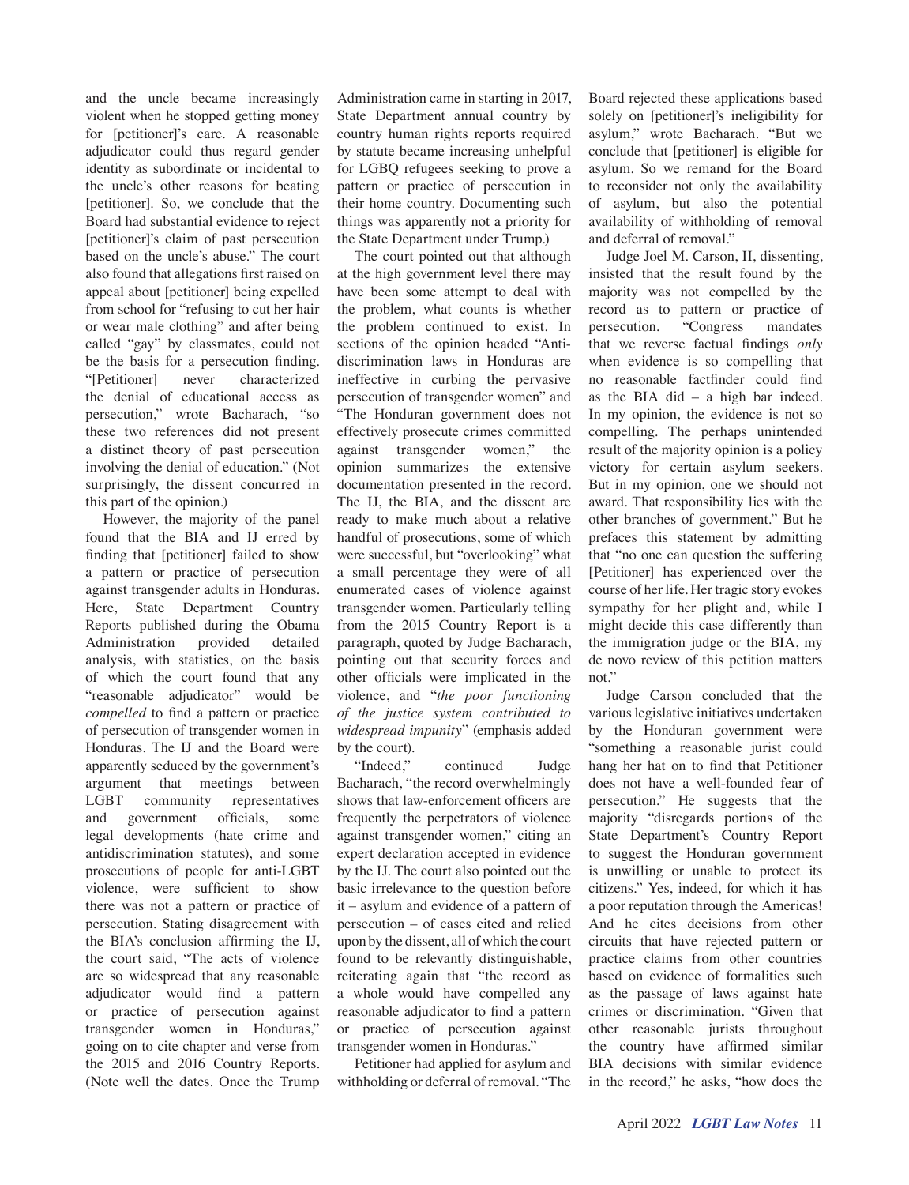and the uncle became increasingly violent when he stopped getting money for [petitioner]'s care. A reasonable adjudicator could thus regard gender identity as subordinate or incidental to the uncle's other reasons for beating [petitioner]. So, we conclude that the Board had substantial evidence to reject [petitioner]'s claim of past persecution based on the uncle's abuse." The court also found that allegations first raised on appeal about [petitioner] being expelled from school for "refusing to cut her hair or wear male clothing" and after being called "gay" by classmates, could not be the basis for a persecution finding. "[Petitioner] never characterized the denial of educational access as persecution," wrote Bacharach, "so these two references did not present a distinct theory of past persecution involving the denial of education." (Not surprisingly, the dissent concurred in this part of the opinion.)

However, the majority of the panel found that the BIA and IJ erred by finding that [petitioner] failed to show a pattern or practice of persecution against transgender adults in Honduras. Here, State Department Country Reports published during the Obama Administration provided detailed analysis, with statistics, on the basis of which the court found that any "reasonable adjudicator" would be *compelled* to find a pattern or practice of persecution of transgender women in Honduras. The IJ and the Board were apparently seduced by the government's argument that meetings between LGBT community representatives and government officials, some legal developments (hate crime and antidiscrimination statutes), and some prosecutions of people for anti-LGBT violence, were sufficient to show there was not a pattern or practice of persecution. Stating disagreement with the BIA's conclusion affirming the IJ, the court said, "The acts of violence are so widespread that any reasonable adjudicator would find a pattern or practice of persecution against transgender women in Honduras," going on to cite chapter and verse from the 2015 and 2016 Country Reports. (Note well the dates. Once the Trump Administration came in starting in 2017, State Department annual country by country human rights reports required by statute became increasing unhelpful for LGBQ refugees seeking to prove a pattern or practice of persecution in their home country. Documenting such things was apparently not a priority for the State Department under Trump.)

The court pointed out that although at the high government level there may have been some attempt to deal with the problem, what counts is whether the problem continued to exist. In sections of the opinion headed "Anti-discrimination laws in Honduras are ineffective in curbing the pervasive persecution of transgender women" and "The Honduran government does not effectively prosecute crimes committed against transgender women," the opinion summarizes the extensive documentation presented in the record. The IJ, the BIA, and the dissent are ready to make much about a relative handful of prosecutions, some of which were successful, but "overlooking" what a small percentage they were of all enumerated cases of violence against transgender women. Particularly telling from the 2015 Country Report is a paragraph, quoted by Judge Bacharach, pointing out that security forces and other officials were implicated in the violence, and "*the poor functioning of the justice system contributed to widespread impunity*" (emphasis added by the court).

"Indeed," continued Judge Bacharach, "the record overwhelmingly shows that law-enforcement officers are frequently the perpetrators of violence against transgender women," citing an expert declaration accepted in evidence by the IJ. The court also pointed out the basic irrelevance to the question before it – asylum and evidence of a pattern of persecution – of cases cited and relied upon by the dissent, all of which the court found to be relevantly distinguishable, reiterating again that "the record as a whole would have compelled any reasonable adjudicator to find a pattern or practice of persecution against transgender women in Honduras."

Petitioner had applied for asylum and withholding or deferral of removal. "The Board rejected these applications based solely on [petitioner]'s ineligibility for asylum," wrote Bacharach. "But we conclude that [petitioner] is eligible for asylum. So we remand for the Board to reconsider not only the availability of asylum, but also the potential availability of withholding of removal and deferral of removal."

Judge Joel M. Carson, II, dissenting, insisted that the result found by the majority was not compelled by the record as to pattern or practice of persecution. "Congress mandates that we reverse factual findings *only* when evidence is so compelling that no reasonable factfinder could find as the BIA did – a high bar indeed. In my opinion, the evidence is not so compelling. The perhaps unintended result of the majority opinion is a policy victory for certain asylum seekers. But in my opinion, one we should not award. That responsibility lies with the other branches of government." But he prefaces this statement by admitting that "no one can question the suffering [Petitioner] has experienced over the course of her life. Her tragic story evokes sympathy for her plight and, while I might decide this case differently than the immigration judge or the BIA, my de novo review of this petition matters not."

Judge Carson concluded that the various legislative initiatives undertaken by the Honduran government were "something a reasonable jurist could hang her hat on to find that Petitioner does not have a well-founded fear of persecution." He suggests that the majority "disregards portions of the State Department's Country Report to suggest the Honduran government is unwilling or unable to protect its citizens." Yes, indeed, for which it has a poor reputation through the Americas! And he cites decisions from other circuits that have rejected pattern or practice claims from other countries based on evidence of formalities such as the passage of laws against hate crimes or discrimination. "Given that other reasonable jurists throughout the country have affirmed similar BIA decisions with similar evidence in the record," he asks, "how does the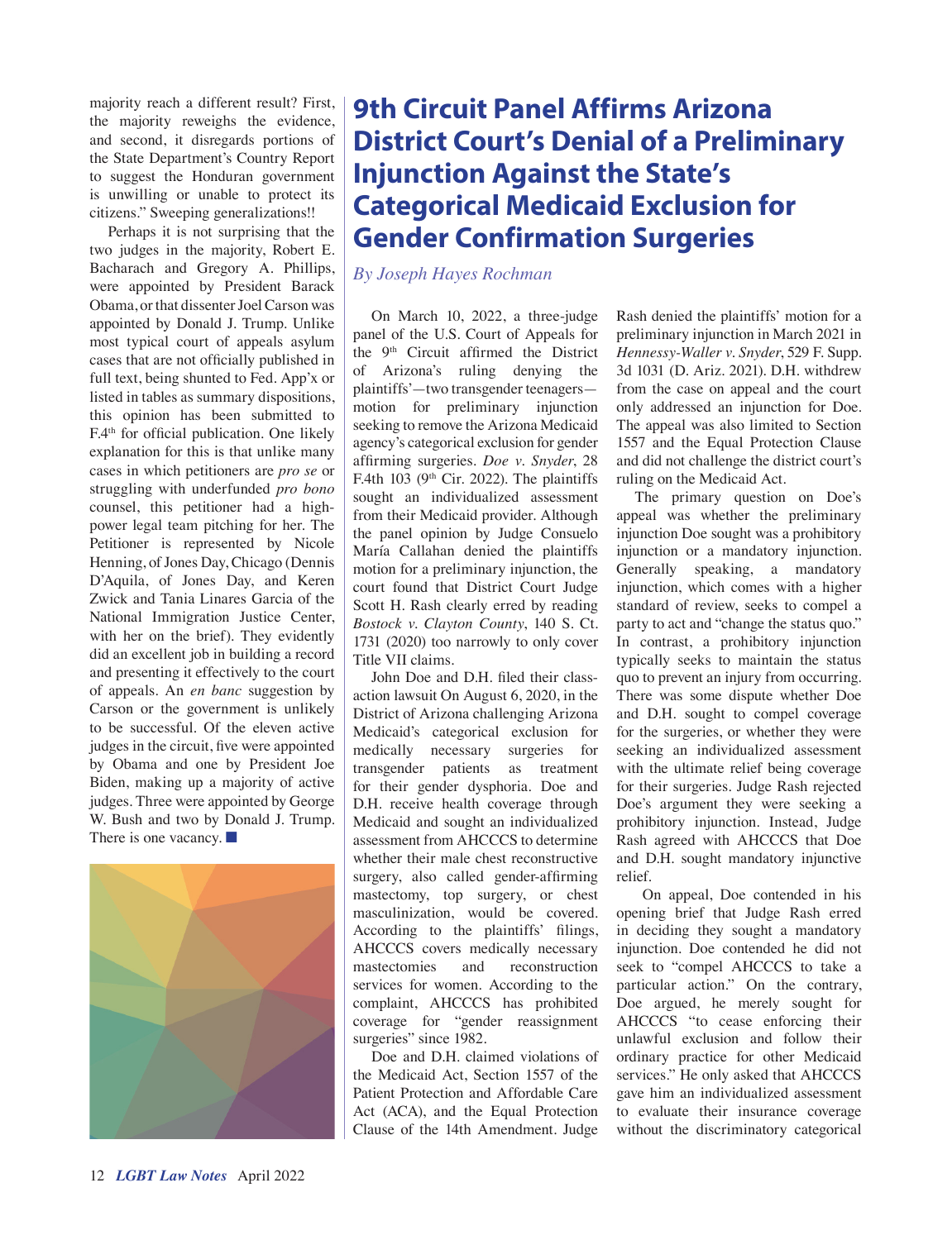majority reach a different result? First, the majority reweighs the evidence, and second, it disregards portions of the State Department's Country Report to suggest the Honduran government is unwilling or unable to protect its citizens." Sweeping generalizations!!

Perhaps it is not surprising that the two judges in the majority, Robert E. Bacharach and Gregory A. Phillips, were appointed by President Barack Obama, or that dissenter Joel Carson was appointed by Donald J. Trump. Unlike most typical court of appeals asylum cases that are not officially published in full text, being shunted to Fed. App'x or listed in tables as summary dispositions, this opinion has been submitted to F.4th for official publication. One likely explanation for this is that unlike many cases in which petitioners are *pro se* or struggling with underfunded *pro bono* counsel, this petitioner had a high-power legal team pitching for her. The Petitioner is represented by Nicole Henning, of Jones Day, Chicago (Dennis D'Aquila, of Jones Day, and Keren Zwick and Tania Linares Garcia of the National Immigration Justice Center, with her on the brief). They evidently did an excellent job in building a record and presenting it effectively to the court of appeals. An *en banc* suggestion by Carson or the government is unlikely to be successful. Of the eleven active judges in the circuit, five were appointed by Obama and one by President Joe Biden, making up a majority of active judges. Three were appointed by George W. Bush and two by Donald J. Trump. There is one vacancy. ■

# 9th Circuit Panel Affirms Arizona District Court's Denial of a Preliminary Injunction Against the State's Categorical Medicaid Exclusion for Gender Confirmation Surgeries

*By Joseph Hayes Rochman*

On March 10, 2022, a three-judge panel of the U.S. Court of Appeals for the 9th Circuit affirmed the District of Arizona's ruling denying the plaintiffs'—two transgender teenagers—motion for preliminary injunction seeking to remove the Arizona Medicaid agency's categorical exclusion for gender affirming surgeries. *Doe v. Snyder*, 28 F.4th 103 (9th Cir. 2022). The plaintiffs sought an individualized assessment from their Medicaid provider. Although the panel opinion by Judge Consuelo María Callahan denied the plaintiffs motion for a preliminary injunction, the court found that District Court Judge Scott H. Rash clearly erred by reading *Bostock v. Clayton County*, 140 S. Ct. 1731 (2020) too narrowly to only cover Title VII claims.

John Doe and D.H. filed their class-action lawsuit On August 6, 2020, in the District of Arizona challenging Arizona Medicaid's categorical exclusion for medically necessary surgeries for transgender patients as treatment for their gender dysphoria. Doe and D.H. receive health coverage through Medicaid and sought an individualized assessment from AHCCCS to determine whether their male chest reconstructive surgery, also called gender-affirming mastectomy, top surgery, or chest masculinization, would be covered. According to the plaintiffs' filings, AHCCCS covers medically necessary mastectomies and reconstruction services for women. According to the complaint, AHCCCS has prohibited coverage for "gender reassignment surgeries" since 1982.

Doe and D.H. claimed violations of the Medicaid Act, Section 1557 of the Patient Protection and Affordable Care Act (ACA), and the Equal Protection Clause of the 14th Amendment. Judge Rash denied the plaintiffs' motion for a preliminary injunction in March 2021 in *Hennessy-Waller v. Snyder*, 529 F. Supp. 3d 1031 (D. Ariz. 2021). D.H. withdrew from the case on appeal and the court only addressed an injunction for Doe. The appeal was also limited to Section 1557 and the Equal Protection Clause and did not challenge the district court's ruling on the Medicaid Act.

The primary question on Doe's appeal was whether the preliminary injunction Doe sought was a prohibitory injunction or a mandatory injunction. Generally speaking, a mandatory injunction, which comes with a higher standard of review, seeks to compel a party to act and "change the status quo." In contrast, a prohibitory injunction typically seeks to maintain the status quo to prevent an injury from occurring. There was some dispute whether Doe and D.H. sought to compel coverage for the surgeries, or whether they were seeking an individualized assessment with the ultimate relief being coverage for their surgeries. Judge Rash rejected Doe's argument they were seeking a prohibitory injunction. Instead, Judge Rash agreed with AHCCCS that Doe and D.H. sought mandatory injunctive relief.

On appeal, Doe contended in his opening brief that Judge Rash erred in deciding they sought a mandatory injunction. Doe contended he did not seek to "compel AHCCCS to take a particular action." On the contrary, Doe argued, he merely sought for AHCCCS "to cease enforcing their unlawful exclusion and follow their ordinary practice for other Medicaid services." He only asked that AHCCCS gave him an individualized assessment to evaluate their insurance coverage without the discriminatory categorical